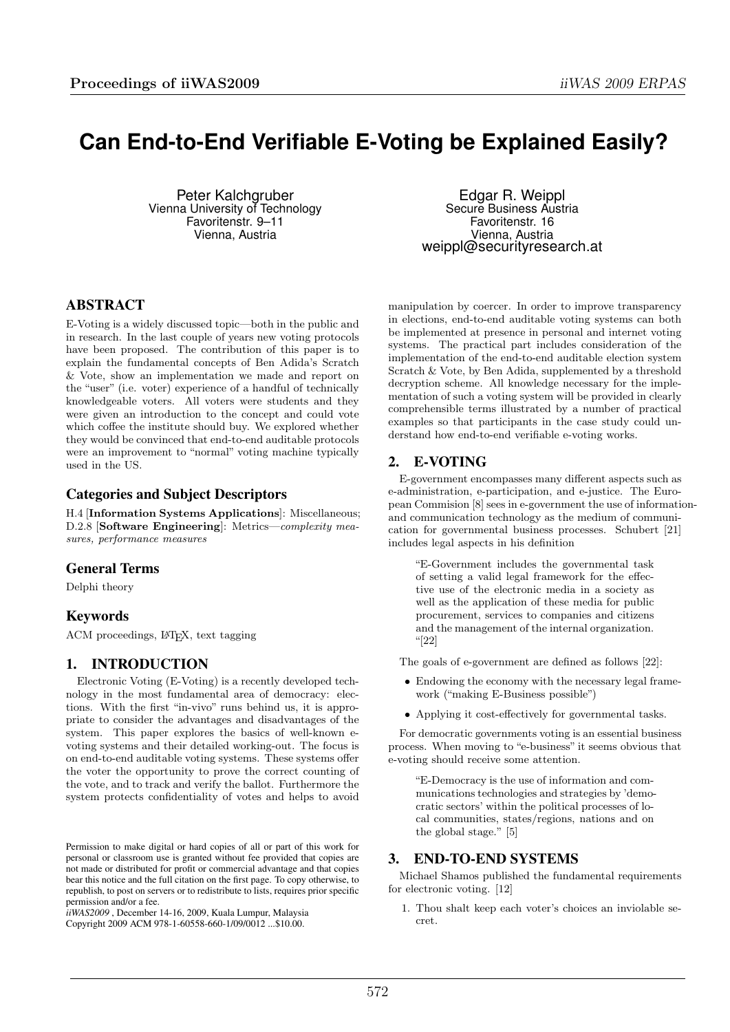# Can End-to-End Verifiable E-Voting be Explained Easily?

Peter Kalchgruber
Vienna University of Technology
Favoritenstr. 9–11
Vienna, Austria

Edgar R. Weippl
Secure Business Austria
Favoritenstr. 16
Vienna, Austria
weippl@securityresearch.at

## ABSTRACT

E-Voting is a widely discussed topic—both in the public and in research. In the last couple of years new voting protocols have been proposed. The contribution of this paper is to explain the fundamental concepts of Ben Adida's Scratch & Vote, show an implementation we made and report on the "user" (i.e. voter) experience of a handful of technically knowledgeable voters. All voters were students and they were given an introduction to the concept and could vote which coffee the institute should buy. We explored whether they would be convinced that end-to-end auditable protocols were an improvement to "normal" voting machine typically used in the US.

### Categories and Subject Descriptors

H.4 [**Information Systems Applications**]: Miscellaneous; D.2.8 [**Software Engineering**]: Metrics—*complexity measures, performance measures*

### General Terms

Delphi theory

### Keywords

ACM proceedings, LaTeX, text tagging

## 1. INTRODUCTION

Electronic Voting (E-Voting) is a recently developed technology in the most fundamental area of democracy: elections. With the first "in-vivo" runs behind us, it is appropriate to consider the advantages and disadvantages of the system. This paper explores the basics of well-known e-voting systems and their detailed working-out. The focus is on end-to-end auditable voting systems. These systems offer the voter the opportunity to prove the correct counting of the vote, and to track and verify the ballot. Furthermore the system protects confidentiality of votes and helps to avoid manipulation by coercer. In order to improve transparency in elections, end-to-end auditable voting systems can both be implemented at presence in personal and internet voting systems. The practical part includes consideration of the implementation of the end-to-end auditable election system Scratch & Vote, by Ben Adida, supplemented by a threshold decryption scheme. All knowledge necessary for the implementation of such a voting system will be provided in clearly comprehensible terms illustrated by a number of practical examples so that participants in the case study could understand how end-to-end verifiable e-voting works.

Permission to make digital or hard copies of all or part of this work for personal or classroom use is granted without fee provided that copies are not made or distributed for profit or commercial advantage and that copies bear this notice and the full citation on the first page. To copy otherwise, to republish, to post on servers or to redistribute to lists, requires prior specific permission and/or a fee.
*iiWAS2009* , December 14-16, 2009, Kuala Lumpur, Malaysia
Copyright 2009 ACM 978-1-60558-660-1/09/0012 ...$10.00.

## 2. E-VOTING

E-government encompasses many different aspects such as e-administration, e-participation, and e-justice. The European Commision [8] sees in e-government the use of information- and communication technology as the medium of communication for governmental business processes. Schubert [21] includes legal aspects in his definition

> "E-Government includes the governmental task of setting a valid legal framework for the effective use of the electronic media in a society as well as the application of these media for public procurement, services to companies and citizens and the management of the internal organization. "[22]

The goals of e-government are defined as follows [22]:

- Endowing the economy with the necessary legal framework ("making E-Business possible")
- Applying it cost-effectively for governmental tasks.

For democratic governments voting is an essential business process. When moving to "e-business" it seems obvious that e-voting should receive some attention.

> "E-Democracy is the use of information and communications technologies and strategies by 'democratic sectors' within the political processes of local communities, states/regions, nations and on the global stage." [5]

## 3. END-TO-END SYSTEMS

Michael Shamos published the fundamental requirements for electronic voting. [12]

1. Thou shalt keep each voter's choices an inviolable secret.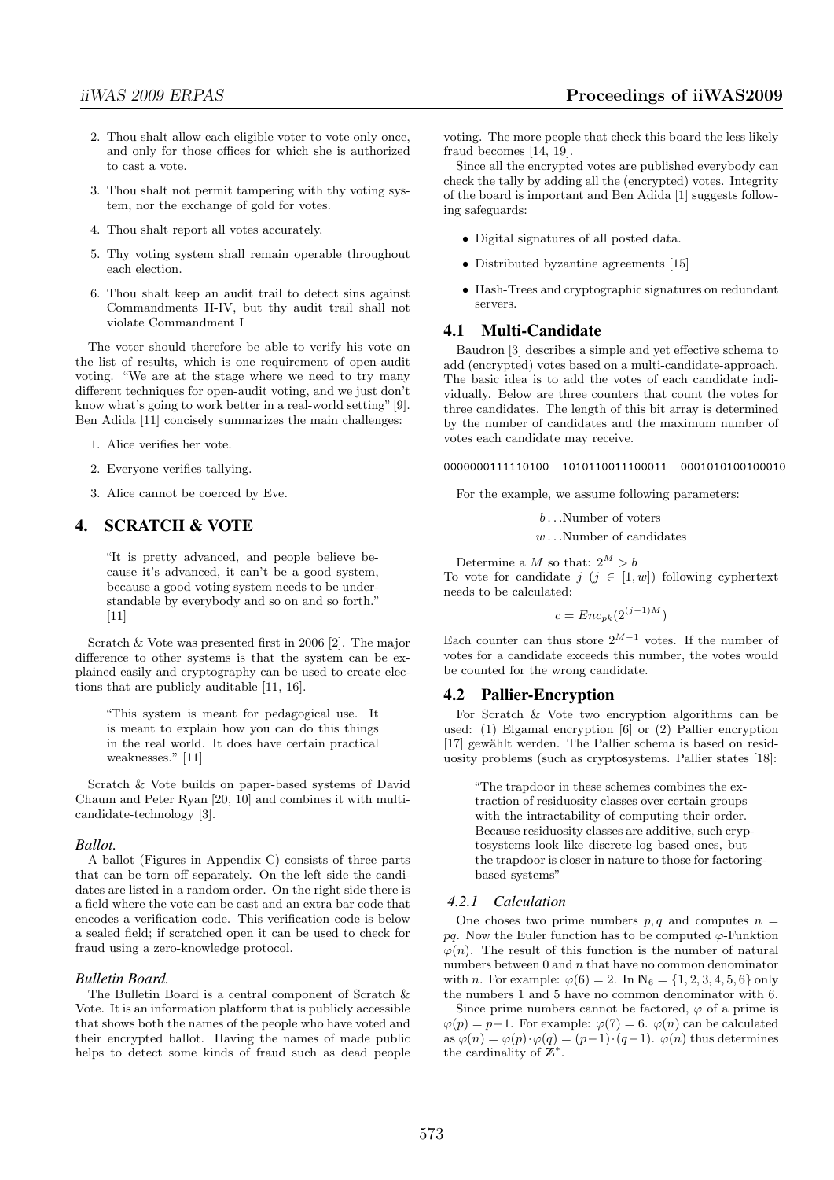2. Thou shalt allow each eligible voter to vote only once, and only for those offices for which she is authorized to cast a vote.

3. Thou shalt not permit tampering with thy voting system, nor the exchange of gold for votes.

4. Thou shalt report all votes accurately.

5. Thy voting system shall remain operable throughout each election.

6. Thou shalt keep an audit trail to detect sins against Commandments II-IV, but thy audit trail shall not violate Commandment I

The voter should therefore be able to verify his vote on the list of results, which is one requirement of open-audit voting. "We are at the stage where we need to try many different techniques for open-audit voting, and we just don't know what's going to work better in a real-world setting" [9]. Ben Adida [11] concisely summarizes the main challenges:

1. Alice verifies her vote.

2. Everyone verifies tallying.

3. Alice cannot be coerced by Eve.

## 4. SCRATCH & VOTE

> "It is pretty advanced, and people believe because it's advanced, it can't be a good system, because a good voting system needs to be understandable by everybody and so on and so forth." [11]

Scratch & Vote was presented first in 2006 [2]. The major difference to other systems is that the system can be explained easily and cryptography can be used to create elections that are publicly auditable [11, 16].

> "This system is meant for pedagogical use. It is meant to explain how you can do this things in the real world. It does have certain practical weaknesses." [11]

Scratch & Vote builds on paper-based systems of David Chaum and Peter Ryan [20, 10] and combines it with multi-candidate-technology [3].

#### *Ballot.*

A ballot (Figures in Appendix C) consists of three parts that can be torn off separately. On the left side the candidates are listed in a random order. On the right side there is a field where the vote can be cast and an extra bar code that encodes a verification code. This verification code is below a sealed field; if scratched open it can be used to check for fraud using a zero-knowledge protocol.

#### *Bulletin Board.*

The Bulletin Board is a central component of Scratch & Vote. It is an information platform that is publicly accessible that shows both the names of the people who have voted and their encrypted ballot. Having the names of made public helps to detect some kinds of fraud such as dead people voting. The more people that check this board the less likely fraud becomes [14, 19].

Since all the encrypted votes are published everybody can check the tally by adding all the (encrypted) votes. Integrity of the board is important and Ben Adida [1] suggests following safeguards:

- Digital signatures of all posted data.
- Distributed byzantine agreements [15]
- Hash-Trees and cryptographic signatures on redundant servers.

### 4.1 Multi-Candidate

Baudron [3] describes a simple and yet effective schema to add (encrypted) votes based on a multi-candidate-approach. The basic idea is to add the votes of each candidate individually. Below are three counters that count the votes for three candidates. The length of this bit array is determined by the number of candidates and the maximum number of votes each candidate may receive.

```
0000000111110100   1010110011100011   0001010100100010
```

For the example, we assume following parameters:

$b \ldots$Number of voters

$w \ldots$Number of candidates

Determine a $M$ so that: $2^M > b$

To vote for candidate $j$ ($j \in [1, w]$) following cyphertext needs to be calculated:

$$c = Enc_{pk}(2^{(j-1)M})$$

Each counter can thus store $2^{M-1}$ votes. If the number of votes for a candidate exceeds this number, the votes would be counted for the wrong candidate.

### 4.2 Pallier-Encryption

For Scratch & Vote two encryption algorithms can be used: (1) Elgamal encryption [6] or (2) Pallier encryption [17] gewählt werden. The Pallier schema is based on residuosity problems (such as cryptosystems. Pallier states [18]:

> "The trapdoor in these schemes combines the extraction of residuosity classes over certain groups with the intractability of computing their order. Because residuosity classes are additive, such cryptosystems look like discrete-log based ones, but the trapdoor is closer in nature to those for factoring-based systems"

#### *4.2.1 Calculation*

One choses two prime numbers $p, q$ and computes $n = pq$. Now the Euler function has to be computed $\varphi$-Funktion $\varphi(n)$. The result of this function is the number of natural numbers between 0 and $n$ that have no common denominator with $n$. For example: $\varphi(6) = 2$. In $\mathbb{N}_6 = \{1, 2, 3, 4, 5, 6\}$ only the numbers 1 and 5 have no common denominator with 6.

Since prime numbers cannot be factored, $\varphi$ of a prime is $\varphi(p) = p - 1$. For example: $\varphi(7) = 6$. $\varphi(n)$ can be calculated as $\varphi(n) = \varphi(p) \cdot \varphi(q) = (p-1) \cdot (q-1)$. $\varphi(n)$ thus determines the cardinality of $\mathbb{Z}^*$.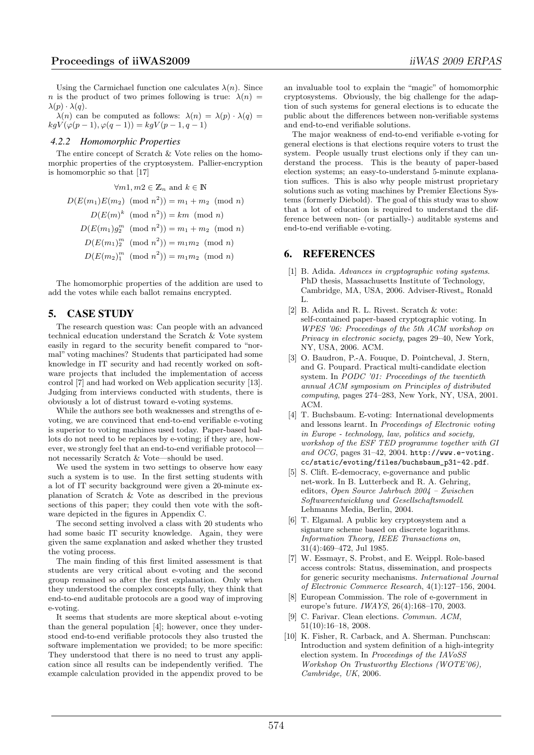Using the Carmichael function one calculates $\lambda(n)$. Since $n$ is the product of two primes following is true: $\lambda(n) = \lambda(p) \cdot \lambda(q)$.

$\lambda(n)$ can be computed as follows: $\lambda(n) = \lambda(p) \cdot \lambda(q) = kgV(\varphi(p-1), \varphi(q-1)) = kgV(p-1, q-1)$

### 4.2.2 Homomorphic Properties

The entire concept of Scratch & Vote relies on the homomorphic properties of the cryptosystem. Pallier-encryption is homomorphic so that [17]

$$\forall m1, m2 \in \mathbb{Z}_n \text{ and } k \in \mathbb{N}$$

$$D(E(m_1)E(m_2) \pmod{n^2}) = m_1 + m_2 \pmod{n}$$

$$D(E(m)^k \pmod{n^2}) = km \pmod{n}$$

$$D(E(m_1)g_2^m \pmod{n^2}) = m_1 + m_2 \pmod{n}$$

$$D(E(m_1)_2^m \pmod{n^2}) = m_1 m_2 \pmod{n}$$

$$D(E(m_2)_1^m \pmod{n^2}) = m_1 m_2 \pmod{n}$$

The homomorphic properties of the addition are used to add the votes while each ballot remains encrypted.

## 5. CASE STUDY

The research question was: Can people with an advanced technical education understand the Scratch & Vote system easily in regard to the security benefit compared to "normal" voting machines? Students that participated had some knowledge in IT security and had recently worked on software projects that included the implementation of access control [7] and had worked on Web application security [13]. Judging from interviews conducted with students, there is obviously a lot of distrust toward e-voting systems.

While the authors see both weaknesses and strengths of e-voting, we are convinced that end-to-end verifiable e-voting is superior to voting machines used today. Paper-based ballots do not need to be replaces by e-voting; if they are, however, we strongly feel that an end-to-end verifiable protocol—not necessarily Scratch & Vote—should be used.

We used the system in two settings to observe how easy such a system is to use. In the first setting students with a lot of IT security background were given a 20-minute explanation of Scratch & Vote as described in the previous sections of this paper; they could then vote with the software depicted in the figures in Appendix C.

The second setting involved a class with 20 students who had some basic IT security knowledge. Again, they were given the same explanation and asked whether they trusted the voting process.

The main finding of this first limited assessment is that students are very critical about e-voting and the second group remained so after the first explanation. Only when they understood the complex concepts fully, they think that end-to-end auditable protocols are a good way of improving e-voting.

It seems that students are more skeptical about e-voting than the general population [4]; however, once they understood end-to-end verifiable protocols they also trusted the software implementation we provided; to be more specific: They understood that there is no need to trust any application since all results can be independently verified. The example calculation provided in the appendix proved to be an invaluable tool to explain the "magic" of homomorphic cryptosystems. Obviously, the big challenge for the adaption of such systems for general elections is to educate the public about the differences between non-verifiable systems and end-to-end verifiable solutions.

The major weakness of end-to-end verifiable e-voting for general elections is that elections require voters to trust the system. People usually trust elections only if they can understand the process. This is the beauty of paper-based election systems; an easy-to-understand 5-minute explanation suffices. This is also why people mistrust proprietary solutions such as voting machines by Premier Elections Systems (formerly Diebold). The goal of this study was to show that a lot of education is required to understand the difference between non- (or partially-) auditable systems and end-to-end verifiable e-voting.

## 6. REFERENCES

[1] B. Adida. *Advances in cryptographic voting systems*. PhD thesis, Massachusetts Institute of Technology, Cambridge, MA, USA, 2006. Adviser-Rivest,, Ronald L.

[2] B. Adida and R. L. Rivest. Scratch & vote: self-contained paper-based cryptographic voting. In *WPES '06: Proceedings of the 5th ACM workshop on Privacy in electronic society*, pages 29–40, New York, NY, USA, 2006. ACM.

[3] O. Baudron, P.-A. Fouque, D. Pointcheval, J. Stern, and G. Poupard. Practical multi-candidate election system. In *PODC '01: Proceedings of the twentieth annual ACM symposium on Principles of distributed computing*, pages 274–283, New York, NY, USA, 2001. ACM.

[4] T. Buchsbaum. E-voting: International developments and lessons learnt. In *Proceedings of Electronic voting in Europe - technology, law, politics and society, workshop of the ESF TED programme together with GI and OCG*, pages 31–42, 2004. http://www.e-voting.cc/static/evoting/files/buchsbaum_p31-42.pdf.

[5] S. Clift. E-democracy, e-governance and public net-work. In B. Lutterbeck and R. A. Gehring, editors, *Open Source Jahrbuch 2004 – Zwischen Softwareentwicklung und Gesellschaftsmodell*. Lehmanns Media, Berlin, 2004.

[6] T. Elgamal. A public key cryptosystem and a signature scheme based on discrete logarithms. *Information Theory, IEEE Transactions on*, 31(4):469–472, Jul 1985.

[7] W. Essmayr, S. Probst, and E. Weippl. Role-based access controls: Status, dissemination, and prospects for generic security mechanisms. *International Journal of Electronic Commerce Research*, 4(1):127–156, 2004.

[8] European Commission. The role of e-government in europe's future. *IWAYS*, 26(4):168–170, 2003.

[9] C. Farivar. Clean elections. *Commun. ACM*, 51(10):16–18, 2008.

[10] K. Fisher, R. Carback, and A. Sherman. Punchscan: Introduction and system definition of a high-integrity election system. In *Proceedings of the IAVoSS Workshop On Trustworthy Elections (WOTE'06), Cambridge, UK*, 2006.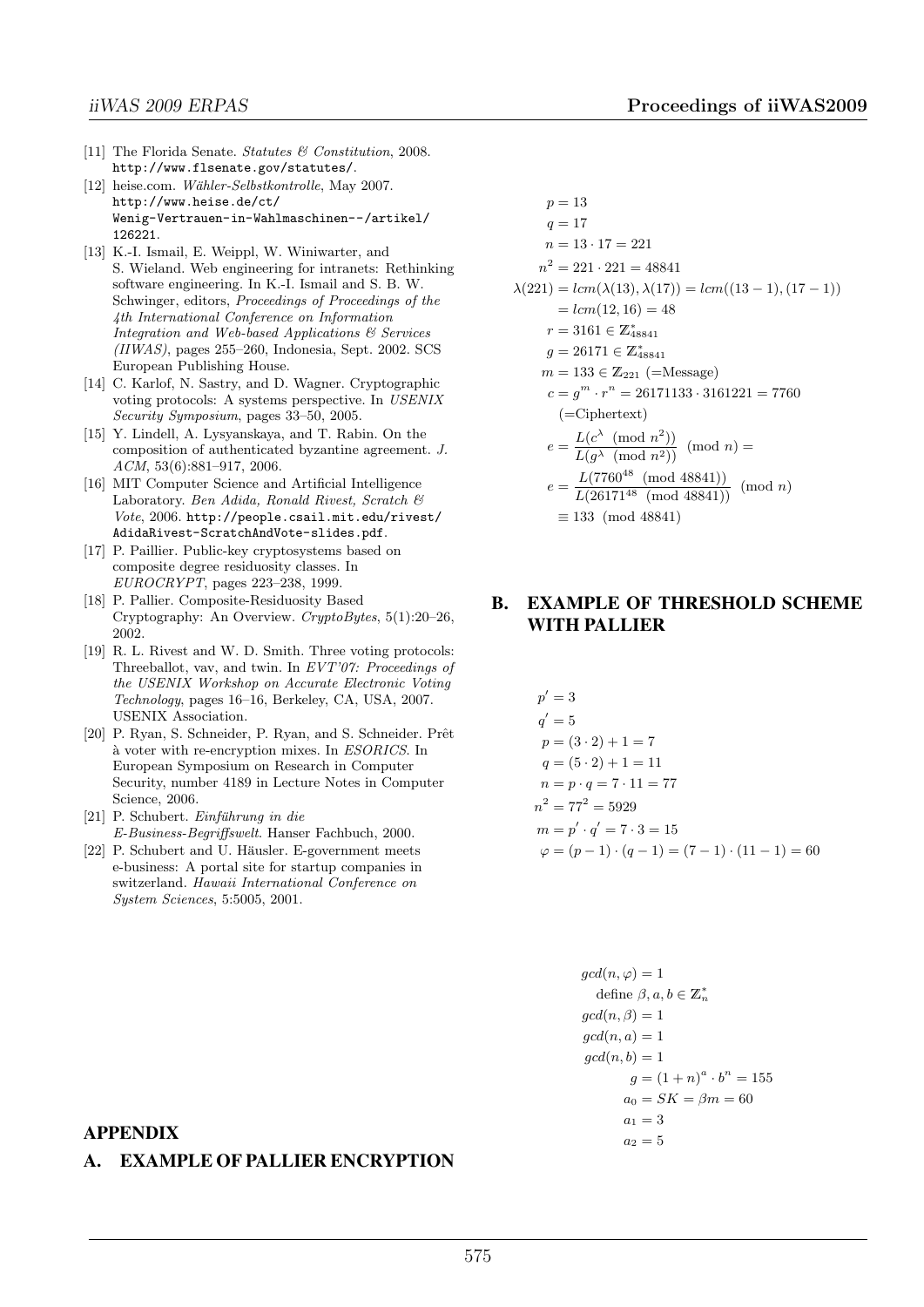[11] The Florida Senate. *Statutes & Constitution*, 2008. http://www.flsenate.gov/statutes/.

[12] heise.com. *Wähler-Selbstkontrolle*, May 2007. http://www.heise.de/ct/Wenig-Vertrauen-in-Wahlmaschinen--/artikel/126221.

[13] K.-I. Ismail, E. Weippl, W. Winiwarter, and S. Wieland. Web engineering for intranets: Rethinking software engineering. In K.-I. Ismail and S. B. W. Schwinger, editors, *Proceedings of Proceedings of the 4th International Conference on Information Integration and Web-based Applications & Services (IIWAS)*, pages 255–260, Indonesia, Sept. 2002. SCS European Publishing House.

[14] C. Karlof, N. Sastry, and D. Wagner. Cryptographic voting protocols: A systems perspective. In *USENIX Security Symposium*, pages 33–50, 2005.

[15] Y. Lindell, A. Lysyanskaya, and T. Rabin. On the composition of authenticated byzantine agreement. *J. ACM*, 53(6):881–917, 2006.

[16] MIT Computer Science and Artificial Intelligence Laboratory. *Ben Adida, Ronald Rivest, Scratch & Vote*, 2006. http://people.csail.mit.edu/rivest/AdidaRivest-ScratchAndVote-slides.pdf.

[17] P. Paillier. Public-key cryptosystems based on composite degree residuosity classes. In *EUROCRYPT*, pages 223–238, 1999.

[18] P. Pallier. Composite-Residuosity Based Cryptography: An Overview. *CryptoBytes*, 5(1):20–26, 2002.

[19] R. L. Rivest and W. D. Smith. Three voting protocols: Threeballot, vav, and twin. In *EVT'07: Proceedings of the USENIX Workshop on Accurate Electronic Voting Technology*, pages 16–16, Berkeley, CA, USA, 2007. USENIX Association.

[20] P. Ryan, S. Schneider, P. Ryan, and S. Schneider. Prêt à voter with re-encryption mixes. In *ESORICS*. In European Symposium on Research in Computer Security, number 4189 in Lecture Notes in Computer Science, 2006.

[21] P. Schubert. *Einführung in die E-Business-Begriffswelt*. Hanser Fachbuch, 2000.

[22] P. Schubert and U. Häusler. E-government meets e-business: A portal site for startup companies in switzerland. *Hawaii International Conference on System Sciences*, 5:5005, 2001.

## APPENDIX

## A. EXAMPLE OF PALLIER ENCRYPTION

$$
\begin{aligned}
p &= 13 \\
q &= 17 \\
n &= 13 \cdot 17 = 221 \\
n^2 &= 221 \cdot 221 = 48841 \\
\lambda(221) &= lcm(\lambda(13), \lambda(17)) = lcm((13-1),(17-1)) \\
&= lcm(12, 16) = 48 \\
r &= 3161 \in \mathbb{Z}^*_{48841} \\
g &= 26171 \in \mathbb{Z}^*_{48841} \\
m &= 133 \in \mathbb{Z}_{221} \text{ (=Message)} \\
c &= g^m \cdot r^n = 26171133 \cdot 3161221 = 7760 \\
&\text{(=Ciphertext)} \\
e &= \frac{L(c^\lambda \pmod{n^2})}{L(g^\lambda \pmod{n^2})} \pmod{n} = \\
e &= \frac{L(7760^{48} \pmod{48841})}{L(26171^{48} \pmod{48841})} \pmod{n} \\
&\equiv 133 \pmod{48841}
\end{aligned}
$$

## B. EXAMPLE OF THRESHOLD SCHEME WITH PALLIER

$$
\begin{aligned}
p' &= 3 \\
q' &= 5 \\
p &= (3 \cdot 2) + 1 = 7 \\
q &= (5 \cdot 2) + 1 = 11 \\
n &= p \cdot q = 7 \cdot 11 = 77 \\
n^2 &= 77^2 = 5929 \\
m &= p' \cdot q' = 7 \cdot 3 = 15 \\
\varphi &= (p-1) \cdot (q-1) = (7-1) \cdot (11-1) = 60
\end{aligned}
$$

$$
\begin{aligned}
&gcd(n, \varphi) = 1 \\
&\quad \text{define } \beta, a, b \in \mathbb{Z}^*_n \\
&gcd(n, \beta) = 1 \\
&gcd(n, a) = 1 \\
&gcd(n, b) = 1 \\
&\quad g = (1+n)^a \cdot b^n = 155 \\
&\quad a_0 = SK = \beta m = 60 \\
&\quad a_1 = 3 \\
&\quad a_2 = 5
\end{aligned}
$$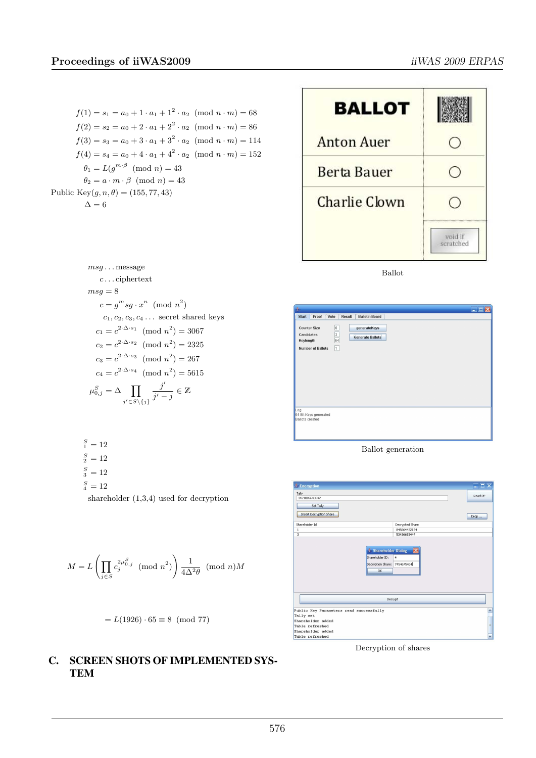$$f(1) = s_1 = a_0 + 1 \cdot a_1 + 1^2 \cdot a_2 \pmod{n \cdot m} = 68$$
$$f(2) = s_2 = a_0 + 2 \cdot a_1 + 2^2 \cdot a_2 \pmod{n \cdot m} = 86$$
$$f(3) = s_3 = a_0 + 3 \cdot a_1 + 3^2 \cdot a_2 \pmod{n \cdot m} = 114$$
$$f(4) = s_4 = a_0 + 4 \cdot a_1 + 4^2 \cdot a_2 \pmod{n \cdot m} = 152$$
$$\theta_1 = L(g^{m \cdot \beta} \pmod{n}) = 43$$
$$\theta_2 = a \cdot m \cdot \beta \pmod{n} = 43$$
$$\text{Public Key}(g, n, \theta) = (155, 77, 43)$$
$$\Delta = 6$$

$msg \ldots$ message

$c \ldots$ ciphertext

$$msg = 8$$
$$c = g^m sg \cdot x^n \pmod{n^2}$$

$c_1, c_2, c_3, c_4 \ldots$ secret shared keys

$$c_1 = c^{2 \cdot \Delta \cdot s_1} \pmod{n^2} = 3067$$
$$c_2 = c^{2 \cdot \Delta \cdot s_2} \pmod{n^2} = 2325$$
$$c_3 = c^{2 \cdot \Delta \cdot s_3} \pmod{n^2} = 267$$
$$c_4 = c^{2 \cdot \Delta \cdot s_4} \pmod{n^2} = 5615$$
$$\mu^S_{0,j} = \Delta \prod_{j' \in S \setminus \{j\}} \frac{j'}{j' - j} \in \mathbb{Z}$$

$${}^S_1 = 12$$
$${}^S_2 = 12$$
$${}^S_3 = 12$$
$${}^S_4 = 12$$

shareholder (1,3,4) used for decryption

$$M = L\left(\prod_{j \in S} c_j^{2\mu^S_{0,j}} \pmod{n^2}\right) \frac{1}{4\Delta^2\theta} \pmod{n} M$$

$$= L(1926) \cdot 65 \equiv 8 \pmod{77}$$

## C. SCREEN SHOTS OF IMPLEMENTED SYSTEM

Ballot

Ballot generation

Decryption of shares